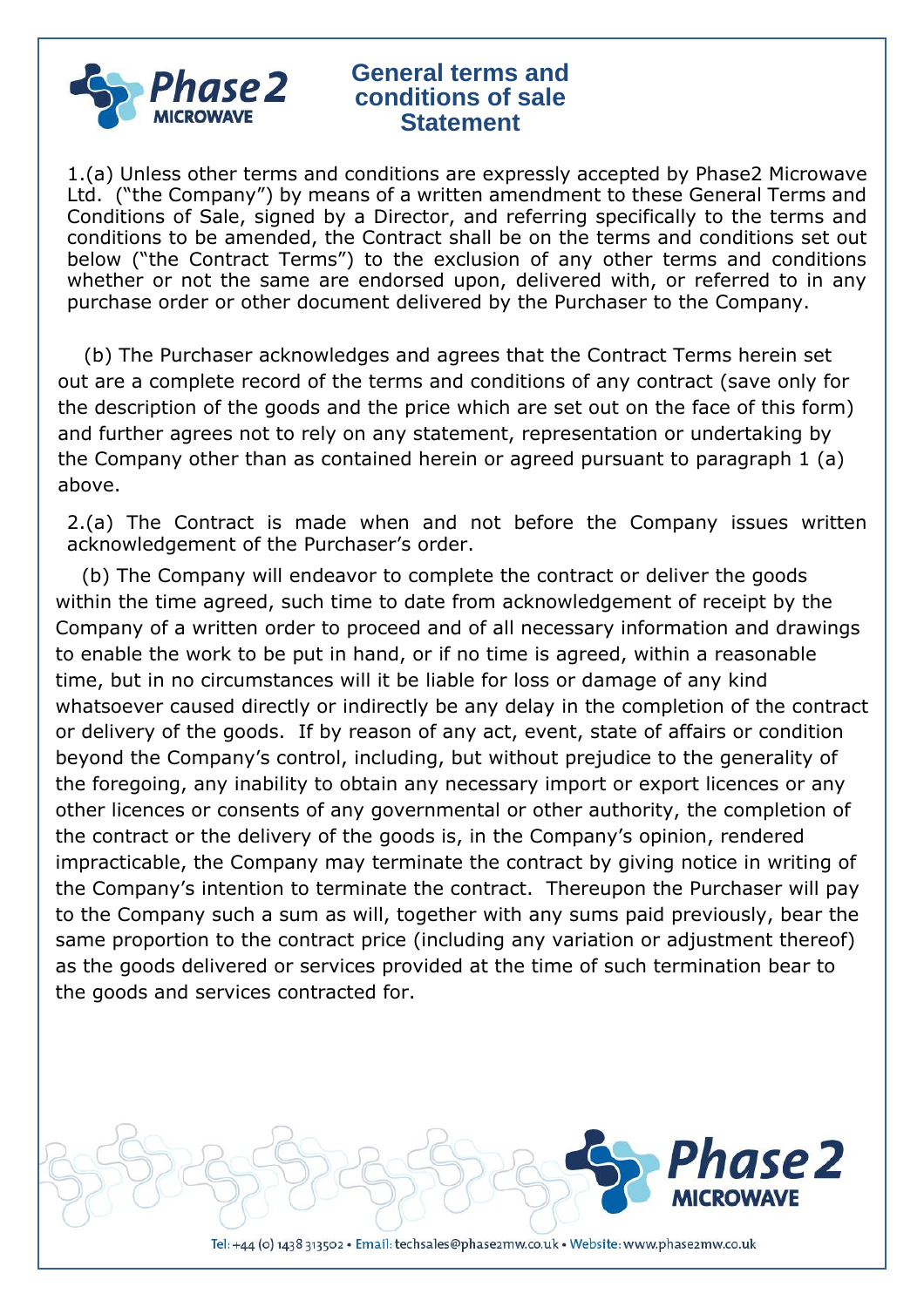# General terms and conditions of sale Statement

1.(a) Unless other terms and conditions are expressly accepted by Phase2 Microwave Ltd. ("the Company") by means of a written amendment to these General Terms and Conditions of Sale, signed by a Director, and referring specifically to the terms and conditions to be amended, the Contract shall be on the terms and conditions set out below ("the Contract Terms") to the exclusion of any other terms and conditions whether or not the same are endorsed upon, delivered with, or referred to in any purchase order or other document delivered by the Purchaser to the Company.

(b) The Purchaser acknowledges and agrees that the Contract Terms herein set out are a complete record of the terms and conditions of any contract (save only for the description of the goods and the price which are set out on the face of this form) and further agrees not to rely on any statement, representation or undertaking by the Company other than as contained herein or agreed pursuant to paragraph 1 (a) above.

2.(a) The Contract is made when and not before the Company issues written acknowledgement of the Purchaser's order.

(b) The Company will endeavor to complete the contract or deliver the goods within the time agreed, such time to date from acknowledgement of receipt by the Company of a written order to proceed and of all necessary information and drawings to enable the work to be put in hand, or if no time is agreed, within a reasonable time, but in no circumstances will it be liable for loss or damage of any kind whatsoever caused directly or indirectly be any delay in the completion of the contract or delivery of the goods. If by reason of any act, event, state of affairs or condition beyond the Company's control, including, but without prejudice to the generality of the foregoing, any inability to obtain any necessary import or export licences or any other licences or consents of any governmental or other authority, the completion of the contract or the delivery of the goods is, in the Company's opinion, rendered impracticable, the Company may terminate the contract by giving notice in writing of the Company's intention to terminate the contract. Thereupon the Purchaser will pay to the Company such a sum as will, together with any sums paid previously, bear the same proportion to the contract price (including any variation or adjustment thereof) as the goods delivered or services provided at the time of such termination bear to the goods and services contracted for.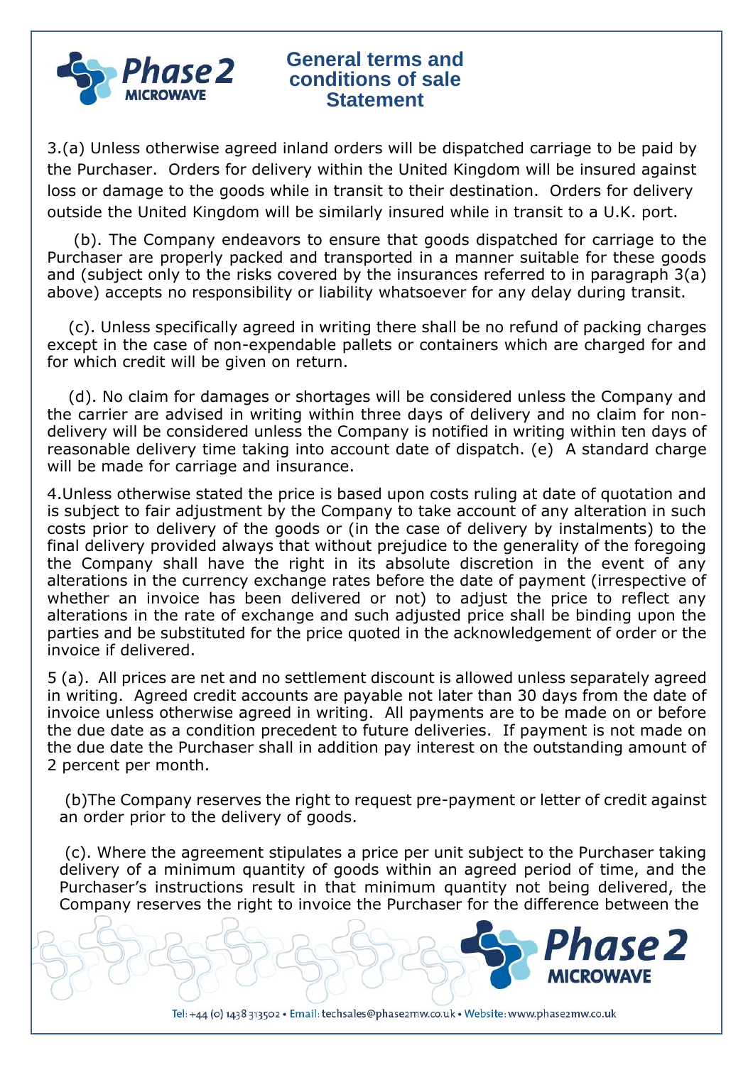3.(a) Unless otherwise agreed inland orders will be dispatched carriage to be paid by the Purchaser. Orders for delivery within the United Kingdom will be insured against loss or damage to the goods while in transit to their destination. Orders for delivery outside the United Kingdom will be similarly insured while in transit to a U.K. port.

(b). The Company endeavors to ensure that goods dispatched for carriage to the Purchaser are properly packed and transported in a manner suitable for these goods and (subject only to the risks covered by the insurances referred to in paragraph 3(a) above) accepts no responsibility or liability whatsoever for any delay during transit.

(c). Unless specifically agreed in writing there shall be no refund of packing charges except in the case of non-expendable pallets or containers which are charged for and for which credit will be given on return.

(d). No claim for damages or shortages will be considered unless the Company and the carrier are advised in writing within three days of delivery and no claim for non-delivery will be considered unless the Company is notified in writing within ten days of reasonable delivery time taking into account date of dispatch. (e) A standard charge will be made for carriage and insurance.

4.Unless otherwise stated the price is based upon costs ruling at date of quotation and is subject to fair adjustment by the Company to take account of any alteration in such costs prior to delivery of the goods or (in the case of delivery by instalments) to the final delivery provided always that without prejudice to the generality of the foregoing the Company shall have the right in its absolute discretion in the event of any alterations in the currency exchange rates before the date of payment (irrespective of whether an invoice has been delivered or not) to adjust the price to reflect any alterations in the rate of exchange and such adjusted price shall be binding upon the parties and be substituted for the price quoted in the acknowledgement of order or the invoice if delivered.

5 (a). All prices are net and no settlement discount is allowed unless separately agreed in writing. Agreed credit accounts are payable not later than 30 days from the date of invoice unless otherwise agreed in writing. All payments are to be made on or before the due date as a condition precedent to future deliveries. If payment is not made on the due date the Purchaser shall in addition pay interest on the outstanding amount of 2 percent per month.

(b)The Company reserves the right to request pre-payment or letter of credit against an order prior to the delivery of goods.

(c). Where the agreement stipulates a price per unit subject to the Purchaser taking delivery of a minimum quantity of goods within an agreed period of time, and the Purchaser's instructions result in that minimum quantity not being delivered, the Company reserves the right to invoice the Purchaser for the difference between the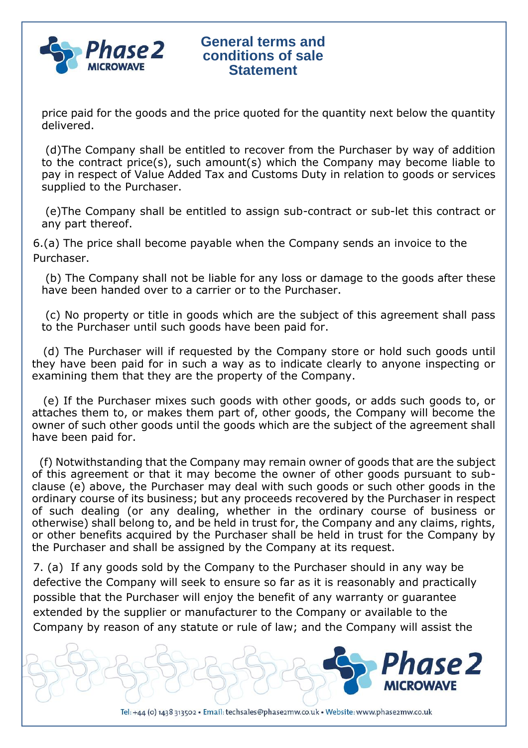price paid for the goods and the price quoted for the quantity next below the quantity delivered.

(d)The Company shall be entitled to recover from the Purchaser by way of addition to the contract price(s), such amount(s) which the Company may become liable to pay in respect of Value Added Tax and Customs Duty in relation to goods or services supplied to the Purchaser.

(e)The Company shall be entitled to assign sub-contract or sub-let this contract or any part thereof.

6.(a) The price shall become payable when the Company sends an invoice to the Purchaser.

(b) The Company shall not be liable for any loss or damage to the goods after these have been handed over to a carrier or to the Purchaser.

(c) No property or title in goods which are the subject of this agreement shall pass to the Purchaser until such goods have been paid for.

(d) The Purchaser will if requested by the Company store or hold such goods until they have been paid for in such a way as to indicate clearly to anyone inspecting or examining them that they are the property of the Company.

(e) If the Purchaser mixes such goods with other goods, or adds such goods to, or attaches them to, or makes them part of, other goods, the Company will become the owner of such other goods until the goods which are the subject of the agreement shall have been paid for.

(f) Notwithstanding that the Company may remain owner of goods that are the subject of this agreement or that it may become the owner of other goods pursuant to sub-clause (e) above, the Purchaser may deal with such goods or such other goods in the ordinary course of its business; but any proceeds recovered by the Purchaser in respect of such dealing (or any dealing, whether in the ordinary course of business or otherwise) shall belong to, and be held in trust for, the Company and any claims, rights, or other benefits acquired by the Purchaser shall be held in trust for the Company by the Purchaser and shall be assigned by the Company at its request.

7. (a) If any goods sold by the Company to the Purchaser should in any way be defective the Company will seek to ensure so far as it is reasonably and practically possible that the Purchaser will enjoy the benefit of any warranty or guarantee extended by the supplier or manufacturer to the Company or available to the Company by reason of any statute or rule of law; and the Company will assist the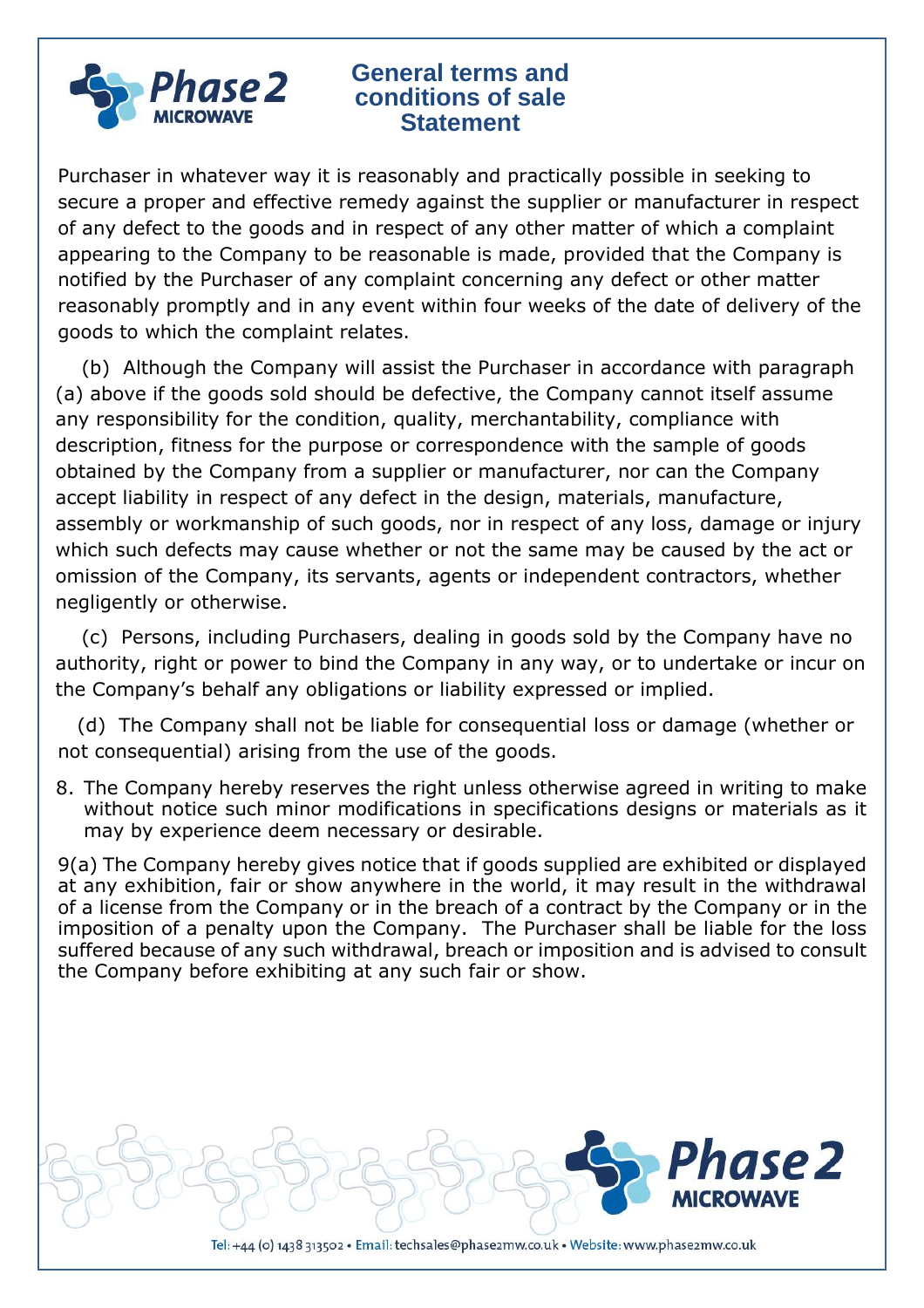Purchaser in whatever way it is reasonably and practically possible in seeking to secure a proper and effective remedy against the supplier or manufacturer in respect of any defect to the goods and in respect of any other matter of which a complaint appearing to the Company to be reasonable is made, provided that the Company is notified by the Purchaser of any complaint concerning any defect or other matter reasonably promptly and in any event within four weeks of the date of delivery of the goods to which the complaint relates.

(b) Although the Company will assist the Purchaser in accordance with paragraph (a) above if the goods sold should be defective, the Company cannot itself assume any responsibility for the condition, quality, merchantability, compliance with description, fitness for the purpose or correspondence with the sample of goods obtained by the Company from a supplier or manufacturer, nor can the Company accept liability in respect of any defect in the design, materials, manufacture, assembly or workmanship of such goods, nor in respect of any loss, damage or injury which such defects may cause whether or not the same may be caused by the act or omission of the Company, its servants, agents or independent contractors, whether negligently or otherwise.

(c) Persons, including Purchasers, dealing in goods sold by the Company have no authority, right or power to bind the Company in any way, or to undertake or incur on the Company's behalf any obligations or liability expressed or implied.

(d) The Company shall not be liable for consequential loss or damage (whether or not consequential) arising from the use of the goods.

8. The Company hereby reserves the right unless otherwise agreed in writing to make without notice such minor modifications in specifications designs or materials as it may by experience deem necessary or desirable.

9(a) The Company hereby gives notice that if goods supplied are exhibited or displayed at any exhibition, fair or show anywhere in the world, it may result in the withdrawal of a license from the Company or in the breach of a contract by the Company or in the imposition of a penalty upon the Company. The Purchaser shall be liable for the loss suffered because of any such withdrawal, breach or imposition and is advised to consult the Company before exhibiting at any such fair or show.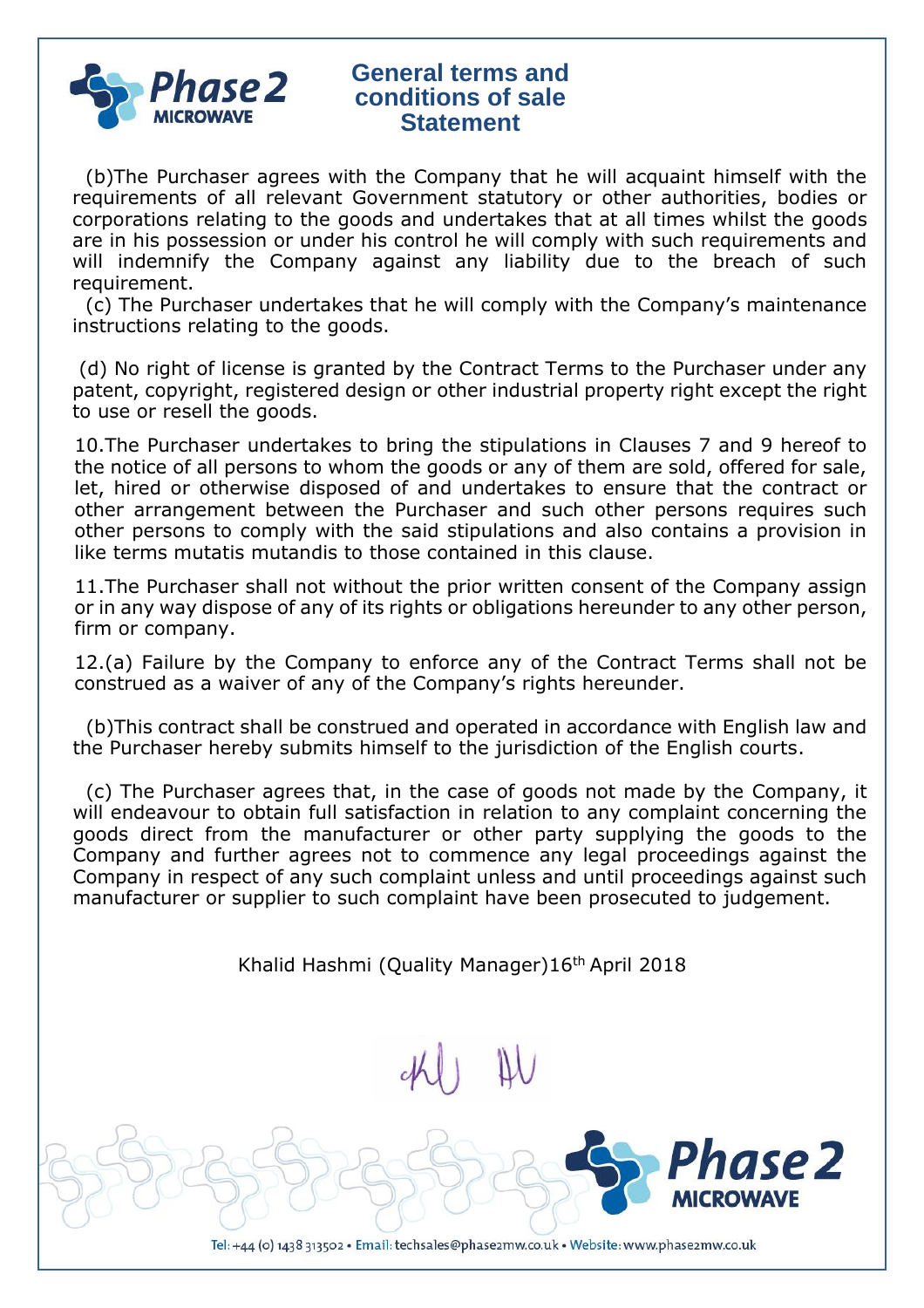# General terms and conditions of sale Statement

(b)The Purchaser agrees with the Company that he will acquaint himself with the requirements of all relevant Government statutory or other authorities, bodies or corporations relating to the goods and undertakes that at all times whilst the goods are in his possession or under his control he will comply with such requirements and will indemnify the Company against any liability due to the breach of such requirement.

(c) The Purchaser undertakes that he will comply with the Company's maintenance instructions relating to the goods.

(d) No right of license is granted by the Contract Terms to the Purchaser under any patent, copyright, registered design or other industrial property right except the right to use or resell the goods.

10.The Purchaser undertakes to bring the stipulations in Clauses 7 and 9 hereof to the notice of all persons to whom the goods or any of them are sold, offered for sale, let, hired or otherwise disposed of and undertakes to ensure that the contract or other arrangement between the Purchaser and such other persons requires such other persons to comply with the said stipulations and also contains a provision in like terms mutatis mutandis to those contained in this clause.

11.The Purchaser shall not without the prior written consent of the Company assign or in any way dispose of any of its rights or obligations hereunder to any other person, firm or company.

12.(a) Failure by the Company to enforce any of the Contract Terms shall not be construed as a waiver of any of the Company's rights hereunder.

(b)This contract shall be construed and operated in accordance with English law and the Purchaser hereby submits himself to the jurisdiction of the English courts.

(c) The Purchaser agrees that, in the case of goods not made by the Company, it will endeavour to obtain full satisfaction in relation to any complaint concerning the goods direct from the manufacturer or other party supplying the goods to the Company and further agrees not to commence any legal proceedings against the Company in respect of any such complaint unless and until proceedings against such manufacturer or supplier to such complaint have been prosecuted to judgement.

Khalid Hashmi (Quality Manager)16th April 2018